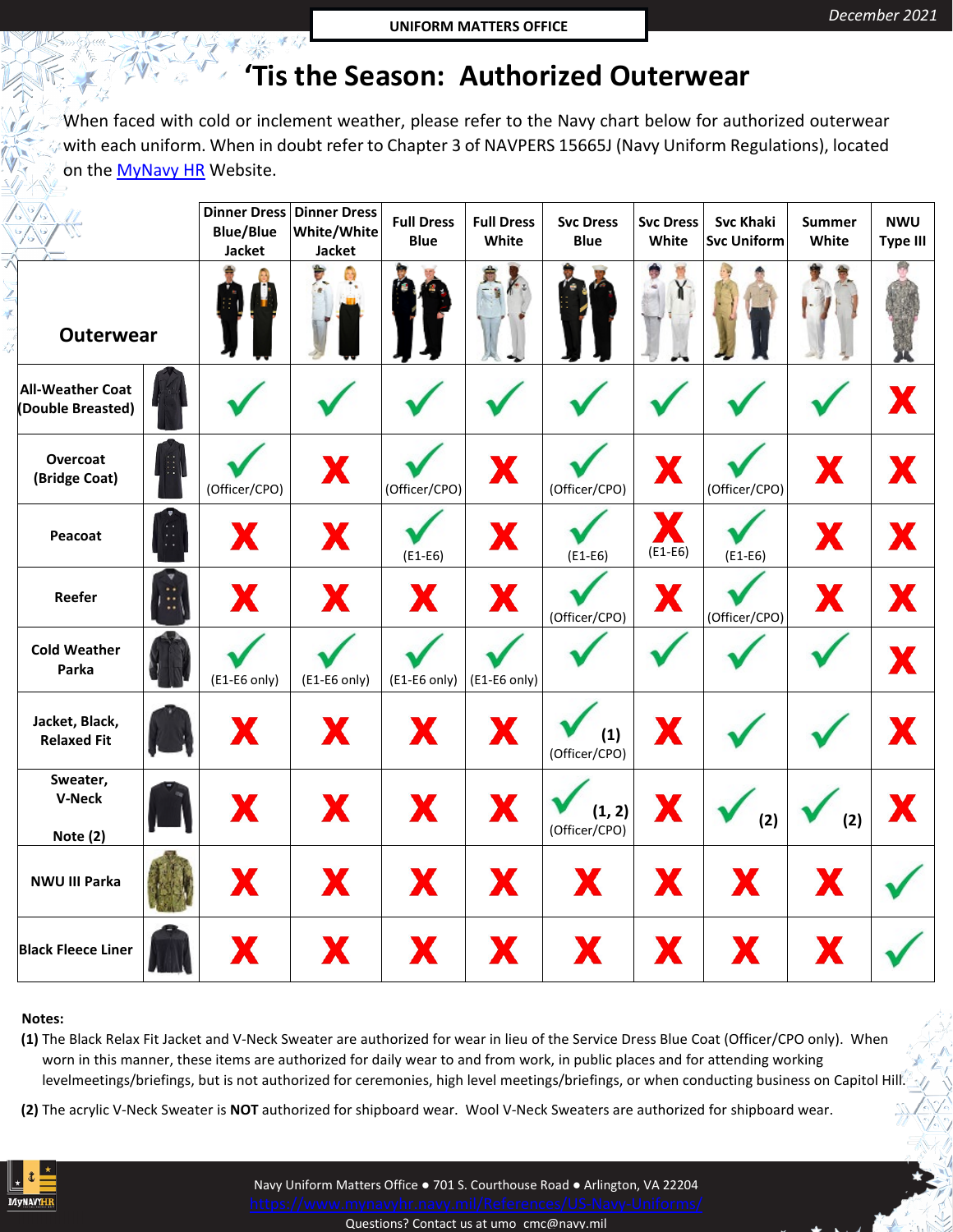UNIFORM MATTERS OFFICE

December 2021

# 'Tis the Season: Authorized Outerwear

When faced with cold or inclement weather, please refer to the Navy chart below for authorized outerwear with each uniform. When in doubt refer to Chapter 3 of NAVPERS 15665J (Navy Uniform Regulations), located on the MyNavy HR Website.

| Outerwear | Dinner Dress Blue/Blue Jacket | Dinner Dress White/White Jacket | Full Dress Blue | Full Dress White | Svc Dress Blue | Svc Dress White | Svc Khaki Svc Uniform | Summer White | NWU Type III |
|---|---|---|---|---|---|---|---|---|---|
| All-Weather Coat (Double Breasted) | ✓ | ✓ | ✓ | ✓ | ✓ | ✓ | ✓ | ✓ | X |
| Overcoat (Bridge Coat) | ✓ (Officer/CPO) | X | ✓ (Officer/CPO) | X | ✓ (Officer/CPO) | X | ✓ (Officer/CPO) | X | X |
| Peacoat | X | X | ✓ (E1-E6) | X | ✓ (E1-E6) | X (E1-E6) | ✓ (E1-E6) | X | X |
| Reefer | X | X | X | X | ✓ (Officer/CPO) | X | ✓ (Officer/CPO) | X | X |
| Cold Weather Parka | ✓ (E1-E6 only) | ✓ (E1-E6 only) | ✓ (E1-E6 only) | ✓ (E1-E6 only) | ✓ | ✓ | ✓ | ✓ | X |
| Jacket, Black, Relaxed Fit | X | X | X | X | ✓ (1) (Officer/CPO) | X | ✓ | ✓ | X |
| Sweater, V-Neck Note (2) | X | X | X | X | ✓ (1, 2) (Officer/CPO) | X | ✓ (2) | ✓ (2) | X |
| NWU III Parka | X | X | X | X | X | X | X | X | ✓ |
| Black Fleece Liner | X | X | X | X | X | X | X | X | ✓ |

**Notes:**

**(1)** The Black Relax Fit Jacket and V-Neck Sweater are authorized for wear in lieu of the Service Dress Blue Coat (Officer/CPO only). When worn in this manner, these items are authorized for daily wear to and from work, in public places and for attending working levelmeetings/briefings, but is not authorized for ceremonies, high level meetings/briefings, or when conducting business on Capitol Hill.

**(2)** The acrylic V-Neck Sweater is **NOT** authorized for shipboard wear. Wool V-Neck Sweaters are authorized for shipboard wear.

Navy Uniform Matters Office ● 701 S. Courthouse Road ● Arlington, VA 22204
https://www.mynavyhr.navy.mil/References/US-Navy-Uniforms/
Questions? Contact us at umo_cmc@navy.mil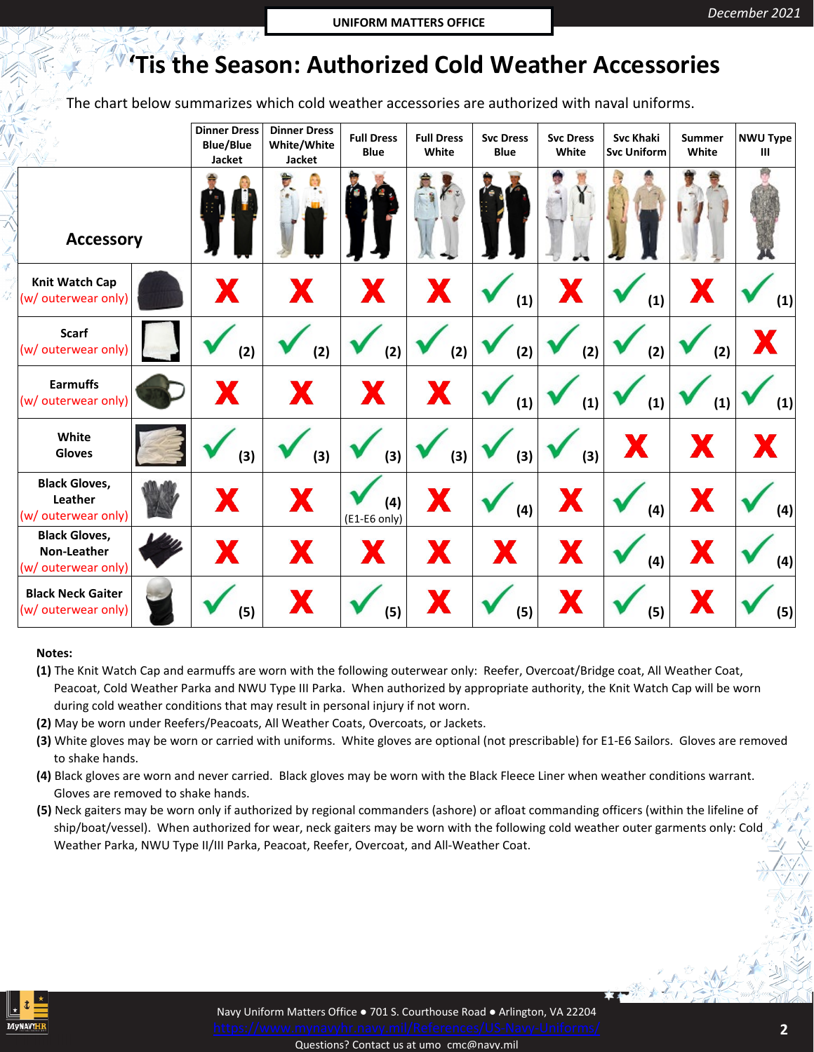# 'Tis the Season: Authorized Cold Weather Accessories

The chart below summarizes which cold weather accessories are authorized with naval uniforms.

| Accessory | Dinner Dress Blue/Blue Jacket | Dinner Dress White/White Jacket | Full Dress Blue | Full Dress White | Svc Dress Blue | Svc Dress White | Svc Khaki Svc Uniform | Summer White | NWU Type III |
|---|---|---|---|---|---|---|---|---|---|
| Knit Watch Cap (w/ outerwear only) | ✗ | ✗ | ✗ | ✗ | ✓ (1) | ✗ | ✓ (1) | ✗ | ✓ (1) |
| Scarf (w/ outerwear only) | ✓ (2) | ✓ (2) | ✓ (2) | ✓ (2) | ✓ (2) | ✓ (2) | ✓ (2) | ✓ (2) | ✗ |
| Earmuffs (w/ outerwear only) | ✗ | ✗ | ✗ | ✗ | ✓ (1) | ✓ (1) | ✓ (1) | ✓ (1) | ✓ (1) |
| White Gloves | ✓ (3) | ✓ (3) | ✓ (3) | ✓ (3) | ✓ (3) | ✓ (3) | ✗ | ✗ | ✗ |
| Black Gloves, Leather (w/ outerwear only) | ✗ | ✗ | ✓ (4) (E1-E6 only) | ✗ | ✓ (4) | ✗ | ✓ (4) | ✗ | ✓ (4) |
| Black Gloves, Non-Leather (w/ outerwear only) | ✗ | ✗ | ✗ | ✗ | ✗ | ✗ | ✓ (4) | ✗ | ✓ (4) |
| Black Neck Gaiter (w/ outerwear only) | ✓ (5) | ✗ | ✓ (5) | ✗ | ✓ (5) | ✗ | ✓ (5) | ✗ | ✓ (5) |

**Notes:**

**(1)** The Knit Watch Cap and earmuffs are worn with the following outerwear only: Reefer, Overcoat/Bridge coat, All Weather Coat, Peacoat, Cold Weather Parka and NWU Type III Parka. When authorized by appropriate authority, the Knit Watch Cap will be worn during cold weather conditions that may result in personal injury if not worn.

**(2)** May be worn under Reefers/Peacoats, All Weather Coats, Overcoats, or Jackets.

**(3)** White gloves may be worn or carried with uniforms. White gloves are optional (not prescribable) for E1-E6 Sailors. Gloves are removed to shake hands.

**(4)** Black gloves are worn and never carried. Black gloves may be worn with the Black Fleece Liner when weather conditions warrant. Gloves are removed to shake hands.

**(5)** Neck gaiters may be worn only if authorized by regional commanders (ashore) or afloat commanding officers (within the lifeline of ship/boat/vessel). When authorized for wear, neck gaiters may be worn with the following cold weather outer garments only: Cold Weather Parka, NWU Type II/III Parka, Peacoat, Reefer, Overcoat, and All-Weather Coat.

Navy Uniform Matters Office ● 701 S. Courthouse Road ● Arlington, VA 22204

https://www.mynavyhr.navy.mil/References/US-Navy-Uniforms/

Questions? Contact us at umo_cmc@navy.mil